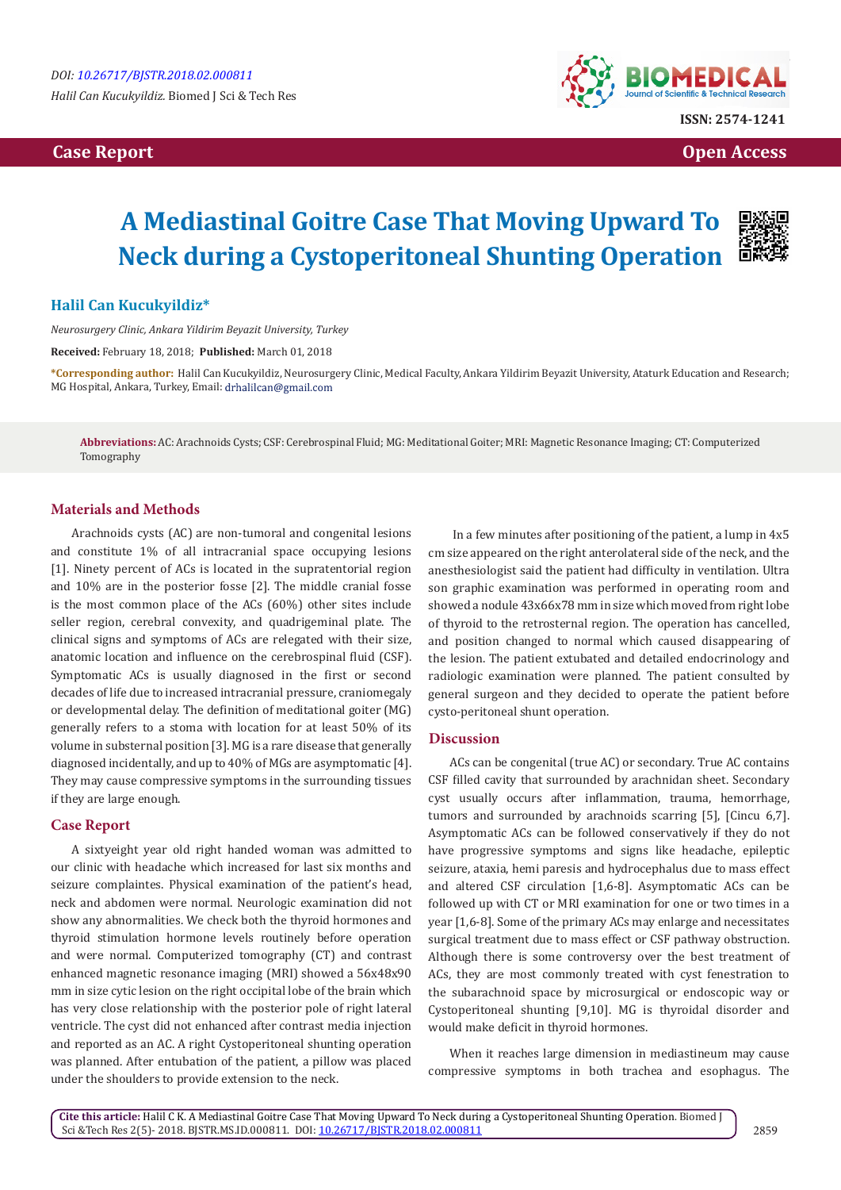DOI: 10.26717/BJSTR.2018.02.000811

*Halil Can Kucukyildiz.* Biomed J Sci & Tech Res

ISSN: 2574-1241

**Case Report** **Open Access**

# A Mediastinal Goitre Case That Moving Upward To Neck during a Cystoperitoneal Shunting Operation

**Halil Can Kucukyildiz***

*Neurosurgery Clinic, Ankara Yildirim Beyazit University, Turkey*

**Received:** February 18, 2018; **Published:** March 01, 2018

***Corresponding author:** Halil Can Kucukyildiz, Neurosurgery Clinic, Medical Faculty, Ankara Yildirim Beyazit University, Ataturk Education and Research; MG Hospital, Ankara, Turkey, Email: drhalilcan@gmail.com

**Abbreviations:** AC: Arachnoids Cysts; CSF: Cerebrospinal Fluid; MG: Meditational Goiter; MRI: Magnetic Resonance Imaging; CT: Computerized Tomography

## Materials and Methods

Arachnoids cysts (AC) are non-tumoral and congenital lesions and constitute 1% of all intracranial space occupying lesions [1]. Ninety percent of ACs is located in the supratentorial region and 10% are in the posterior fosse [2]. The middle cranial fosse is the most common place of the ACs (60%) other sites include seller region, cerebral convexity, and quadrigeminal plate. The clinical signs and symptoms of ACs are relegated with their size, anatomic location and influence on the cerebrospinal fluid (CSF). Symptomatic ACs is usually diagnosed in the first or second decades of life due to increased intracranial pressure, craniomegaly or developmental delay. The definition of meditational goiter (MG) generally refers to a stoma with location for at least 50% of its volume in substernal position [3]. MG is a rare disease that generally diagnosed incidentally, and up to 40% of MGs are asymptomatic [4]. They may cause compressive symptoms in the surrounding tissues if they are large enough.

## Case Report

A sixtyeight year old right handed woman was admitted to our clinic with headache which increased for last six months and seizure complaintes. Physical examination of the patient's head, neck and abdomen were normal. Neurologic examination did not show any abnormalities. We check both the thyroid hormones and thyroid stimulation hormone levels routinely before operation and were normal. Computerized tomography (CT) and contrast enhanced magnetic resonance imaging (MRI) showed a 56x48x90 mm in size cytic lesion on the right occipital lobe of the brain which has very close relationship with the posterior pole of right lateral ventricle. The cyst did not enhanced after contrast media injection and reported as an AC. A right Cystoperitoneal shunting operation was planned. After entubation of the patient, a pillow was placed under the shoulders to provide extension to the neck.

In a few minutes after positioning of the patient, a lump in 4x5 cm size appeared on the right anterolateral side of the neck, and the anesthesiologist said the patient had difficulty in ventilation. Ultra son graphic examination was performed in operating room and showed a nodule 43x66x78 mm in size which moved from right lobe of thyroid to the retrosternal region. The operation has cancelled, and position changed to normal which caused disappearing of the lesion. The patient extubated and detailed endocrinology and radiologic examination were planned. The patient consulted by general surgeon and they decided to operate the patient before cysto-peritoneal shunt operation.

## Discussion

ACs can be congenital (true AC) or secondary. True AC contains CSF filled cavity that surrounded by arachnidan sheet. Secondary cyst usually occurs after inflammation, trauma, hemorrhage, tumors and surrounded by arachnoids scarring [5], [Cincu 6,7]. Asymptomatic ACs can be followed conservatively if they do not have progressive symptoms and signs like headache, epileptic seizure, ataxia, hemi paresis and hydrocephalus due to mass effect and altered CSF circulation [1,6-8]. Asymptomatic ACs can be followed up with CT or MRI examination for one or two times in a year [1,6-8]. Some of the primary ACs may enlarge and necessitates surgical treatment due to mass effect or CSF pathway obstruction. Although there is some controversy over the best treatment of ACs, they are most commonly treated with cyst fenestration to the subarachnoid space by microsurgical or endoscopic way or Cystoperitoneal shunting [9,10]. MG is thyroidal disorder and would make deficit in thyroid hormones.

When it reaches large dimension in mediastineum may cause compressive symptoms in both trachea and esophagus. The

**Cite this article:** Halil C K. A Mediastinal Goitre Case That Moving Upward To Neck during a Cystoperitoneal Shunting Operation. Biomed J Sci &Tech Res 2(5)- 2018. BJSTR.MS.ID.000811. DOI: 10.26717/BJSTR.2018.02.000811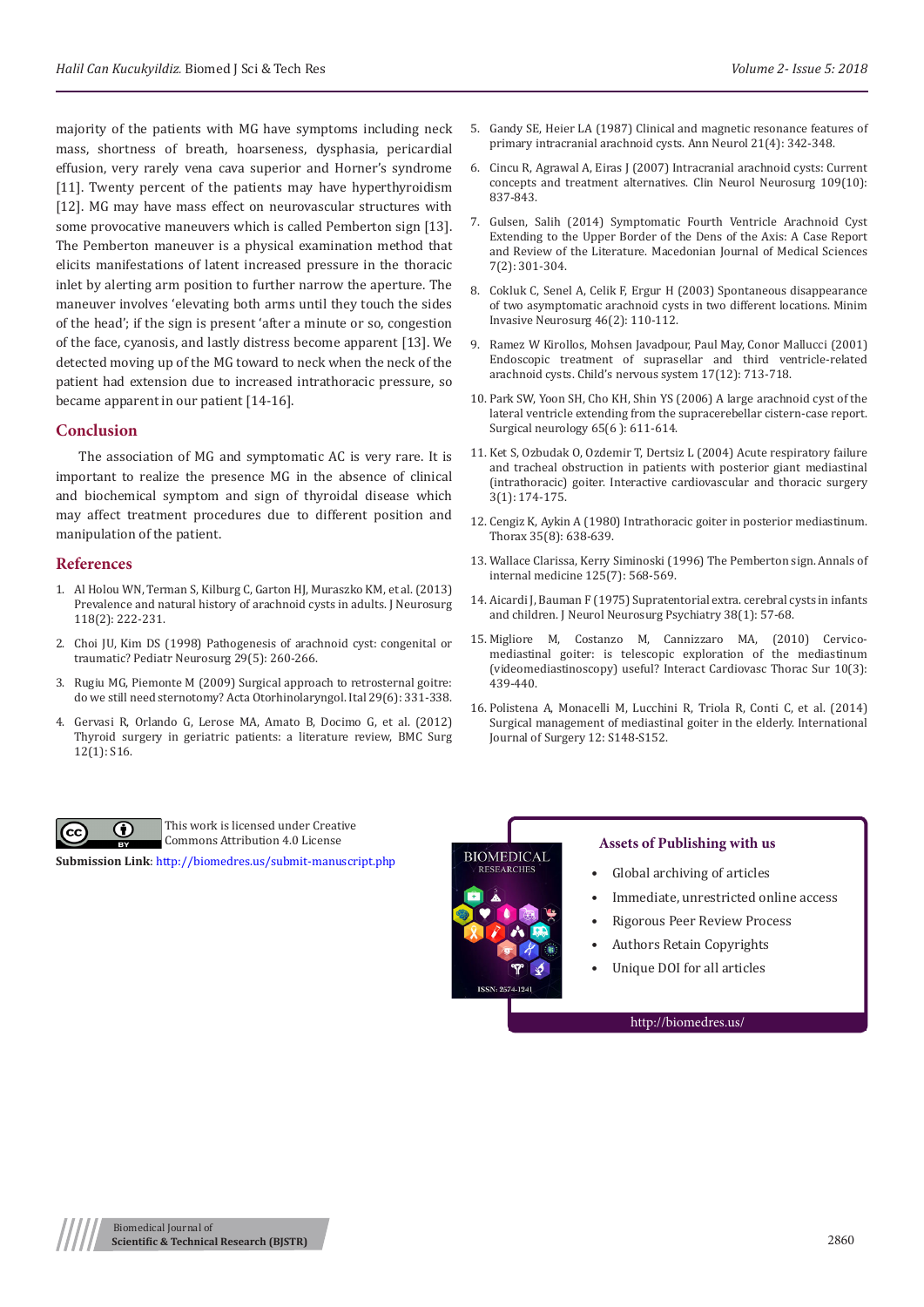majority of the patients with MG have symptoms including neck mass, shortness of breath, hoarseness, dysphasia, pericardial effusion, very rarely vena cava superior and Horner's syndrome [11]. Twenty percent of the patients may have hyperthyroidism [12]. MG may have mass effect on neurovascular structures with some provocative maneuvers which is called Pemberton sign [13]. The Pemberton maneuver is a physical examination method that elicits manifestations of latent increased pressure in the thoracic inlet by alerting arm position to further narrow the aperture. The maneuver involves 'elevating both arms until they touch the sides of the head'; if the sign is present 'after a minute or so, congestion of the face, cyanosis, and lastly distress become apparent [13]. We detected moving up of the MG toward to neck when the neck of the patient had extension due to increased intrathoracic pressure, so became apparent in our patient [14-16].

## Conclusion

The association of MG and symptomatic AC is very rare. It is important to realize the presence MG in the absence of clinical and biochemical symptom and sign of thyroidal disease which may affect treatment procedures due to different position and manipulation of the patient.

## References

1. Al Holou WN, Terman S, Kilburg C, Garton HJ, Muraszko KM, et al. (2013) Prevalence and natural history of arachnoid cysts in adults. J Neurosurg 118(2): 222-231.
2. Choi JU, Kim DS (1998) Pathogenesis of arachnoid cyst: congenital or traumatic? Pediatr Neurosurg 29(5): 260-266.
3. Rugiu MG, Piemonte M (2009) Surgical approach to retrosternal goitre: do we still need sternotomy? Acta Otorhinolaryngol. Ital 29(6): 331-338.
4. Gervasi R, Orlando G, Lerose MA, Amato B, Docimo G, et al. (2012) Thyroid surgery in geriatric patients: a literature review, BMC Surg 12(1): S16.
5. Gandy SE, Heier LA (1987) Clinical and magnetic resonance features of primary intracranial arachnoid cysts. Ann Neurol 21(4): 342-348.
6. Cincu R, Agrawal A, Eiras J (2007) Intracranial arachnoid cysts: Current concepts and treatment alternatives. Clin Neurol Neurosurg 109(10): 837-843.
7. Gulsen, Salih (2014) Symptomatic Fourth Ventricle Arachnoid Cyst Extending to the Upper Border of the Dens of the Axis: A Case Report and Review of the Literature. Macedonian Journal of Medical Sciences 7(2): 301-304.
8. Cokluk C, Senel A, Celik F, Ergur H (2003) Spontaneous disappearance of two asymptomatic arachnoid cysts in two different locations. Minim Invasive Neurosurg 46(2): 110-112.
9. Ramez W Kirollos, Mohsen Javadpour, Paul May, Conor Mallucci (2001) Endoscopic treatment of suprasellar and third ventricle-related arachnoid cysts. Child's nervous system 17(12): 713-718.
10. Park SW, Yoon SH, Cho KH, Shin YS (2006) A large arachnoid cyst of the lateral ventricle extending from the supracerebellar cistern-case report. Surgical neurology 65(6 ): 611-614.
11. Ket S, Ozbudak O, Ozdemir T, Dertsiz L (2004) Acute respiratory failure and tracheal obstruction in patients with posterior giant mediastinal (intrathoracic) goiter. Interactive cardiovascular and thoracic surgery 3(1): 174-175.
12. Cengiz K, Aykin A (1980) Intrathoracic goiter in posterior mediastinum. Thorax 35(8): 638-639.
13. Wallace Clarissa, Kerry Siminoski (1996) The Pemberton sign. Annals of internal medicine 125(7): 568-569.
14. Aicardi J, Bauman F (1975) Supratentorial extra. cerebral cysts in infants and children. J Neurol Neurosurg Psychiatry 38(1): 57-68.
15. Migliore M, Costanzo M, Cannizzaro MA, (2010) Cervico-mediastinal goiter: is telescopic exploration of the mediastinum (videomediastinoscopy) useful? Interact Cardiovasc Thorac Sur 10(3): 439-440.
16. Polistena A, Monacelli M, Lucchini R, Triola R, Conti C, et al. (2014) Surgical management of mediastinal goiter in the elderly. International Journal of Surgery 12: S148-S152.

This work is licensed under Creative Commons Attribution 4.0 License

**Submission Link**: http://biomedres.us/submit-manuscript.php

### Assets of Publishing with us

- Global archiving of articles
- Immediate, unrestricted online access
- Rigorous Peer Review Process
- Authors Retain Copyrights
- Unique DOI for all articles

http://biomedres.us/